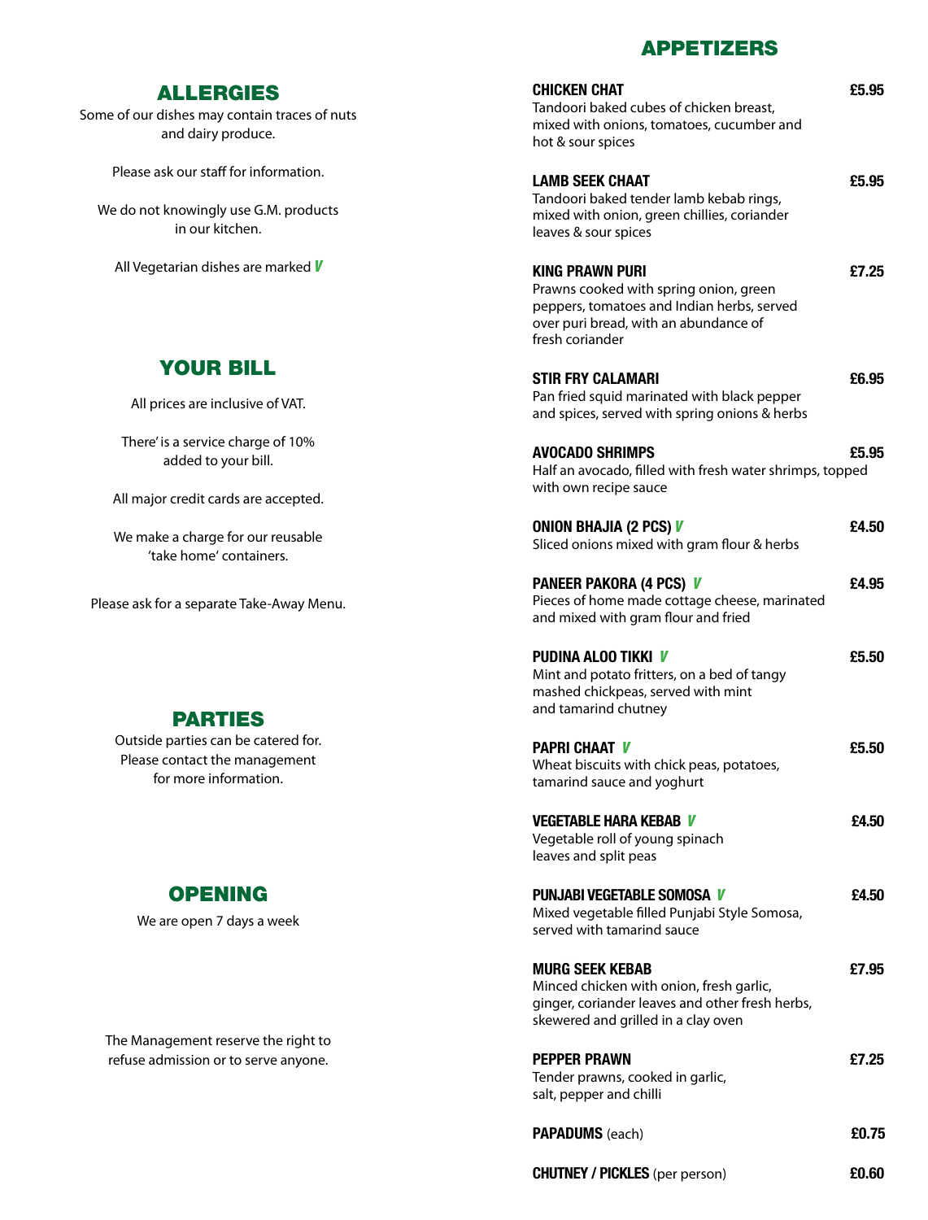## ALLERGIES

Some of our dishes may contain traces of nuts and dairy produce.

Please ask our staff for information.

We do not knowingly use G.M. products in our kitchen.

All Vegetarian dishes are marked *V*

## YOUR BILL

All prices are inclusive of VAT.

There' is a service charge of 10% added to your bill.

All major credit cards are accepted.

We make a charge for our reusable 'take home' containers.

Please ask for a separate Take-Away Menu.

## PARTIES

Outside parties can be catered for. Please contact the management for more information.

## OPENING

We are open 7 days a week

The Management reserve the right to refuse admission or to serve anyone.

## APPETIZERS

**CHICKEN CHAT** — **£5.95**
Tandoori baked cubes of chicken breast, mixed with onions, tomatoes, cucumber and hot & sour spices

**LAMB SEEK CHAAT** — **£5.95**
Tandoori baked tender lamb kebab rings, mixed with onion, green chillies, coriander leaves & sour spices

**KING PRAWN PURI** — **£7.25**
Prawns cooked with spring onion, green peppers, tomatoes and Indian herbs, served over puri bread, with an abundance of fresh coriander

**STIR FRY CALAMARI** — **£6.95**
Pan fried squid marinated with black pepper and spices, served with spring onions & herbs

**AVOCADO SHRIMPS** — **£5.95**
Half an avocado, filled with fresh water shrimps, topped with own recipe sauce

**ONION BHAJIA (2 PCS)** *V* — **£4.50**
Sliced onions mixed with gram flour & herbs

**PANEER PAKORA (4 PCS)** *V* — **£4.95**
Pieces of home made cottage cheese, marinated and mixed with gram flour and fried

**PUDINA ALOO TIKKI** *V* — **£5.50**
Mint and potato fritters, on a bed of tangy mashed chickpeas, served with mint and tamarind chutney

**PAPRI CHAAT** *V* — **£5.50**
Wheat biscuits with chick peas, potatoes, tamarind sauce and yoghurt

**VEGETABLE HARA KEBAB** *V* — **£4.50**
Vegetable roll of young spinach leaves and split peas

**PUNJABI VEGETABLE SOMOSA** *V* — **£4.50**
Mixed vegetable filled Punjabi Style Somosa, served with tamarind sauce

**MURG SEEK KEBAB** — **£7.95**
Minced chicken with onion, fresh garlic, ginger, coriander leaves and other fresh herbs, skewered and grilled in a clay oven

**PEPPER PRAWN** — **£7.25**
Tender prawns, cooked in garlic, salt, pepper and chilli

**PAPADUMS** (each) — **£0.75**

**CHUTNEY / PICKLES** (per person) — **£0.60**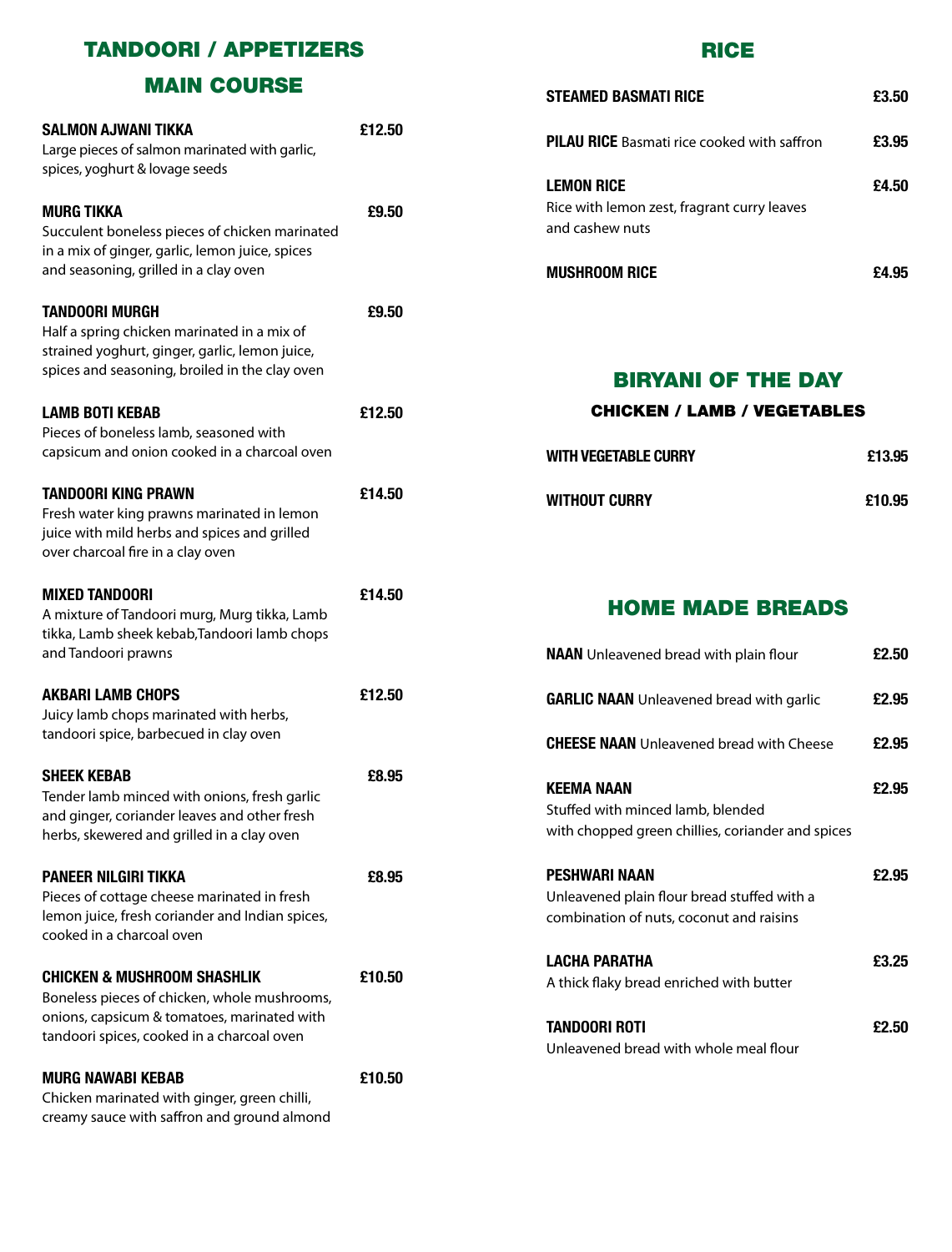## TANDOORI / APPETIZERS

## MAIN COURSE

**SALMON AJWANI TIKKA** £12.50
Large pieces of salmon marinated with garlic, spices, yoghurt & lovage seeds

**MURG TIKKA** £9.50
Succulent boneless pieces of chicken marinated in a mix of ginger, garlic, lemon juice, spices and seasoning, grilled in a clay oven

**TANDOORI MURGH** £9.50
Half a spring chicken marinated in a mix of strained yoghurt, ginger, garlic, lemon juice, spices and seasoning, broiled in the clay oven

**LAMB BOTI KEBAB** £12.50
Pieces of boneless lamb, seasoned with capsicum and onion cooked in a charcoal oven

**TANDOORI KING PRAWN** £14.50
Fresh water king prawns marinated in lemon juice with mild herbs and spices and grilled over charcoal fire in a clay oven

**MIXED TANDOORI** £14.50
A mixture of Tandoori murg, Murg tikka, Lamb tikka, Lamb sheek kebab,Tandoori lamb chops and Tandoori prawns

**AKBARI LAMB CHOPS** £12.50
Juicy lamb chops marinated with herbs, tandoori spice, barbecued in clay oven

**SHEEK KEBAB** £8.95
Tender lamb minced with onions, fresh garlic and ginger, coriander leaves and other fresh herbs, skewered and grilled in a clay oven

**PANEER NILGIRI TIKKA** £8.95
Pieces of cottage cheese marinated in fresh lemon juice, fresh coriander and Indian spices, cooked in a charcoal oven

**CHICKEN & MUSHROOM SHASHLIK** £10.50
Boneless pieces of chicken, whole mushrooms, onions, capsicum & tomatoes, marinated with tandoori spices, cooked in a charcoal oven

**MURG NAWABI KEBAB** £10.50
Chicken marinated with ginger, green chilli, creamy sauce with saffron and ground almond

## RICE

**STEAMED BASMATI RICE** £3.50

**PILAU RICE** Basmati rice cooked with saffron £3.95

**LEMON RICE** £4.50
Rice with lemon zest, fragrant curry leaves and cashew nuts

**MUSHROOM RICE** £4.95

## BIRYANI OF THE DAY

### CHICKEN / LAMB / VEGETABLES

**WITH VEGETABLE CURRY** £13.95

**WITHOUT CURRY** £10.95

## HOME MADE BREADS

**NAAN** Unleavened bread with plain flour £2.50

**GARLIC NAAN** Unleavened bread with garlic £2.95

**CHEESE NAAN** Unleavened bread with Cheese £2.95

**KEEMA NAAN** £2.95
Stuffed with minced lamb, blended with chopped green chillies, coriander and spices

**PESHWARI NAAN** £2.95
Unleavened plain flour bread stuffed with a combination of nuts, coconut and raisins

**LACHA PARATHA** £3.25
A thick flaky bread enriched with butter

**TANDOORI ROTI** £2.50
Unleavened bread with whole meal flour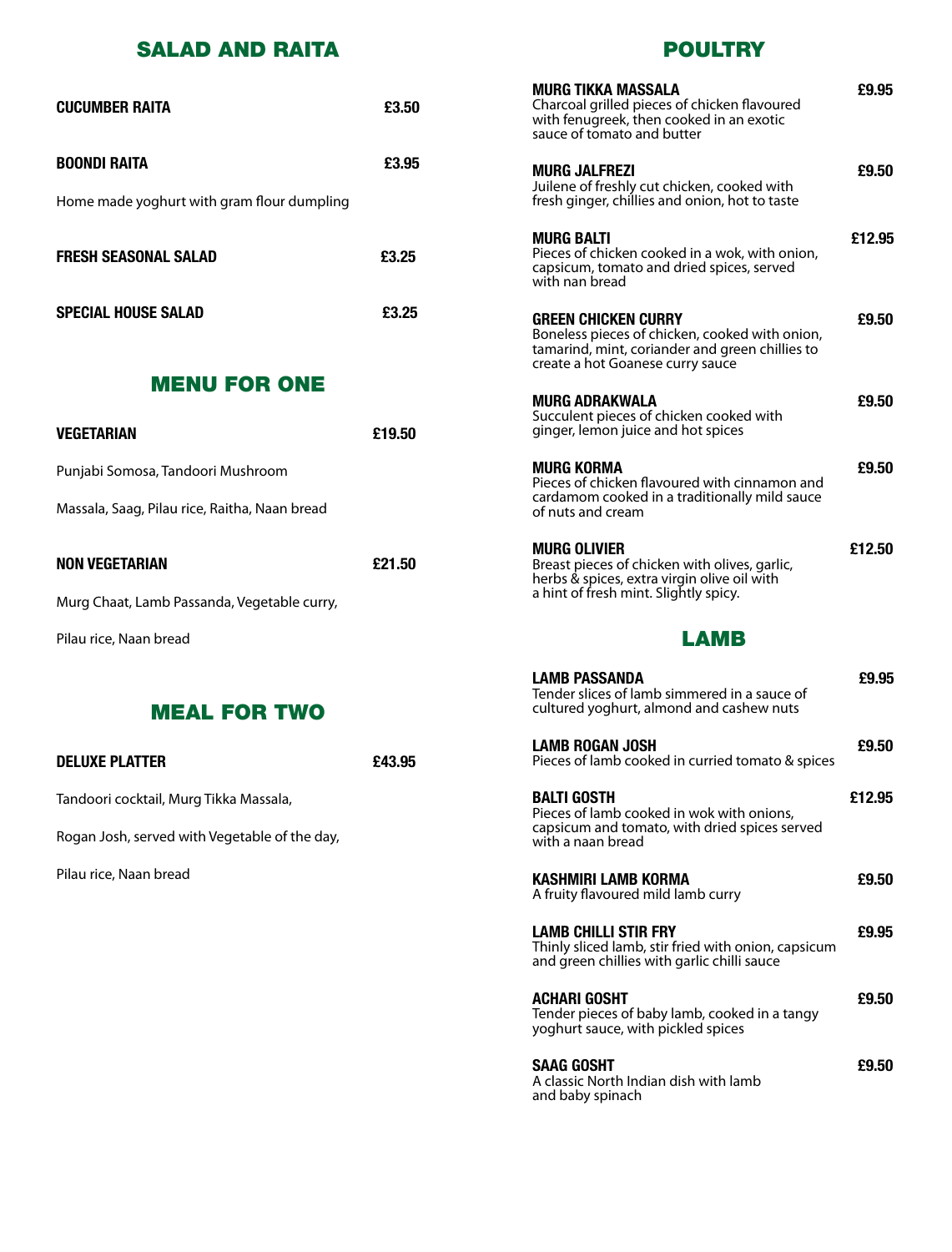## SALAD AND RAITA

**CUCUMBER RAITA** £3.50

**BOONDI RAITA** £3.95

Home made yoghurt with gram flour dumpling

**FRESH SEASONAL SALAD** £3.25

**SPECIAL HOUSE SALAD** £3.25

## MENU FOR ONE

**VEGETARIAN** £19.50

Punjabi Somosa, Tandoori Mushroom

Massala, Saag, Pilau rice, Raitha, Naan bread

**NON VEGETARIAN** £21.50

Murg Chaat, Lamb Passanda, Vegetable curry,

Pilau rice, Naan bread

## MEAL FOR TWO

**DELUXE PLATTER** £43.95

Tandoori cocktail, Murg Tikka Massala,

Rogan Josh, served with Vegetable of the day,

Pilau rice, Naan bread

## POULTRY

**MURG TIKKA MASSALA** £9.95
Charcoal grilled pieces of chicken flavoured with fenugreek, then cooked in an exotic sauce of tomato and butter

**MURG JALFREZI** £9.50
Juilene of freshly cut chicken, cooked with fresh ginger, chillies and onion, hot to taste

**MURG BALTI** £12.95
Pieces of chicken cooked in a wok, with onion, capsicum, tomato and dried spices, served with nan bread

**GREEN CHICKEN CURRY** £9.50
Boneless pieces of chicken, cooked with onion, tamarind, mint, coriander and green chillies to create a hot Goanese curry sauce

**MURG ADRAKWALA** £9.50
Succulent pieces of chicken cooked with ginger, lemon juice and hot spices

**MURG KORMA** £9.50
Pieces of chicken flavoured with cinnamon and cardamom cooked in a traditionally mild sauce of nuts and cream

**MURG OLIVIER** £12.50
Breast pieces of chicken with olives, garlic, herbs & spices, extra virgin olive oil with a hint of fresh mint. Slightly spicy.

## LAMB

**LAMB PASSANDA** £9.95
Tender slices of lamb simmered in a sauce of cultured yoghurt, almond and cashew nuts

**LAMB ROGAN JOSH** £9.50
Pieces of lamb cooked in curried tomato & spices

**BALTI GOSTH** £12.95
Pieces of lamb cooked in wok with onions, capsicum and tomato, with dried spices served with a naan bread

**KASHMIRI LAMB KORMA** £9.50
A fruity flavoured mild lamb curry

**LAMB CHILLI STIR FRY** £9.95
Thinly sliced lamb, stir fried with onion, capsicum and green chillies with garlic chilli sauce

**ACHARI GOSHT** £9.50
Tender pieces of baby lamb, cooked in a tangy yoghurt sauce, with pickled spices

**SAAG GOSHT** £9.50
A classic North Indian dish with lamb and baby spinach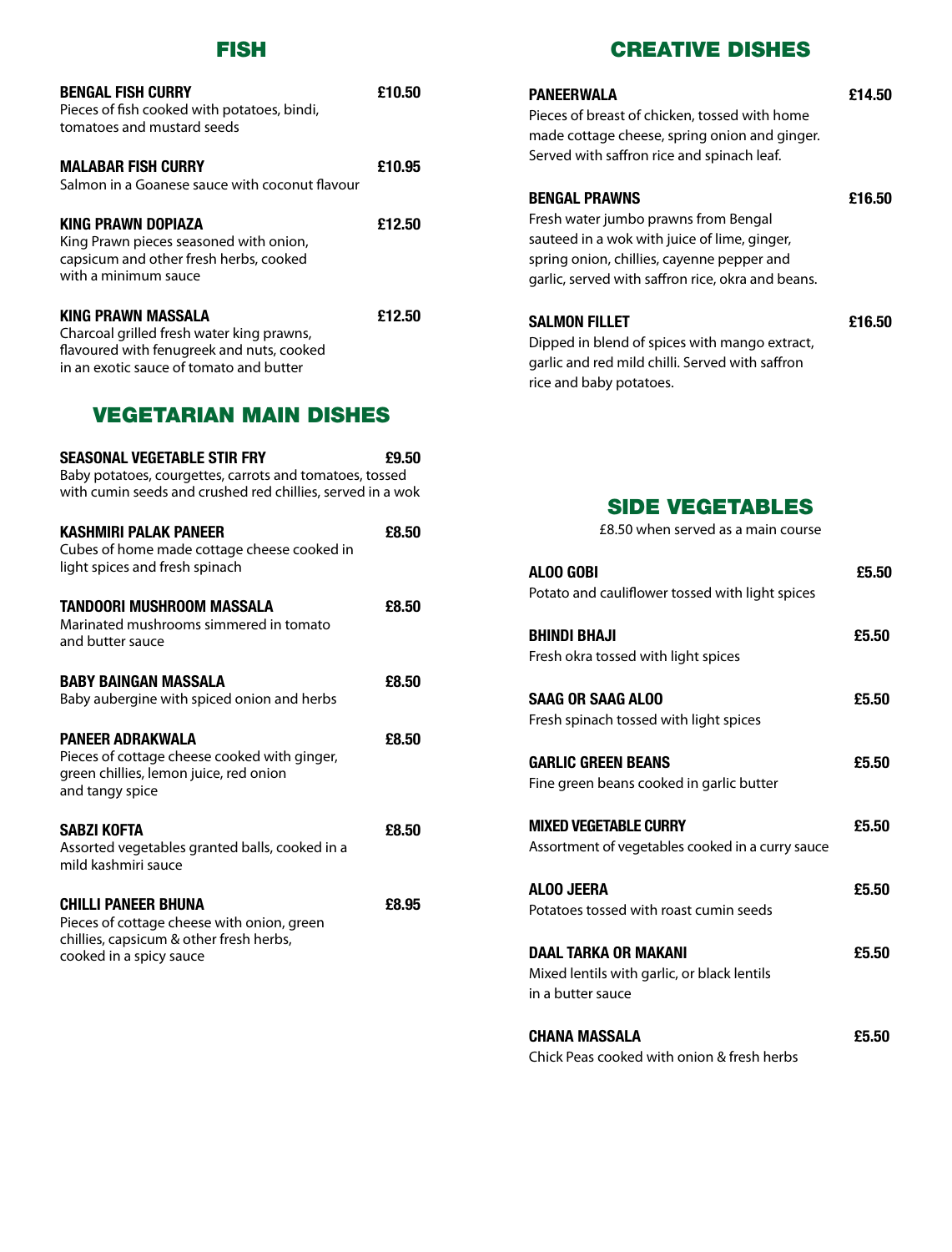## FISH

**BENGAL FISH CURRY** £10.50
Pieces of fish cooked with potatoes, bindi, tomatoes and mustard seeds

**MALABAR FISH CURRY** £10.95
Salmon in a Goanese sauce with coconut flavour

**KING PRAWN DOPIAZA** £12.50
King Prawn pieces seasoned with onion, capsicum and other fresh herbs, cooked with a minimum sauce

**KING PRAWN MASSALA** £12.50
Charcoal grilled fresh water king prawns, flavoured with fenugreek and nuts, cooked in an exotic sauce of tomato and butter

## VEGETARIAN MAIN DISHES

**SEASONAL VEGETABLE STIR FRY** £9.50
Baby potatoes, courgettes, carrots and tomatoes, tossed with cumin seeds and crushed red chillies, served in a wok

**KASHMIRI PALAK PANEER** £8.50
Cubes of home made cottage cheese cooked in light spices and fresh spinach

**TANDOORI MUSHROOM MASSALA** £8.50
Marinated mushrooms simmered in tomato and butter sauce

**BABY BAINGAN MASSALA** £8.50
Baby aubergine with spiced onion and herbs

**PANEER ADRAKWALA** £8.50
Pieces of cottage cheese cooked with ginger, green chillies, lemon juice, red onion and tangy spice

**SABZI KOFTA** £8.50
Assorted vegetables granted balls, cooked in a mild kashmiri sauce

**CHILLI PANEER BHUNA** £8.95
Pieces of cottage cheese with onion, green chillies, capsicum & other fresh herbs, cooked in a spicy sauce

## CREATIVE DISHES

**PANEERWALA** £14.50
Pieces of breast of chicken, tossed with home made cottage cheese, spring onion and ginger. Served with saffron rice and spinach leaf.

**BENGAL PRAWNS** £16.50
Fresh water jumbo prawns from Bengal sauteed in a wok with juice of lime, ginger, spring onion, chillies, cayenne pepper and garlic, served with saffron rice, okra and beans.

**SALMON FILLET** £16.50
Dipped in blend of spices with mango extract, garlic and red mild chilli. Served with saffron rice and baby potatoes.

## SIDE VEGETABLES

£8.50 when served as a main course

**ALOO GOBI** £5.50
Potato and cauliflower tossed with light spices

**BHINDI BHAJI** £5.50
Fresh okra tossed with light spices

**SAAG OR SAAG ALOO** £5.50
Fresh spinach tossed with light spices

**GARLIC GREEN BEANS** £5.50
Fine green beans cooked in garlic butter

**MIXED VEGETABLE CURRY** £5.50
Assortment of vegetables cooked in a curry sauce

**ALOO JEERA** £5.50
Potatoes tossed with roast cumin seeds

**DAAL TARKA OR MAKANI** £5.50
Mixed lentils with garlic, or black lentils in a butter sauce

**CHANA MASSALA** £5.50
Chick Peas cooked with onion & fresh herbs